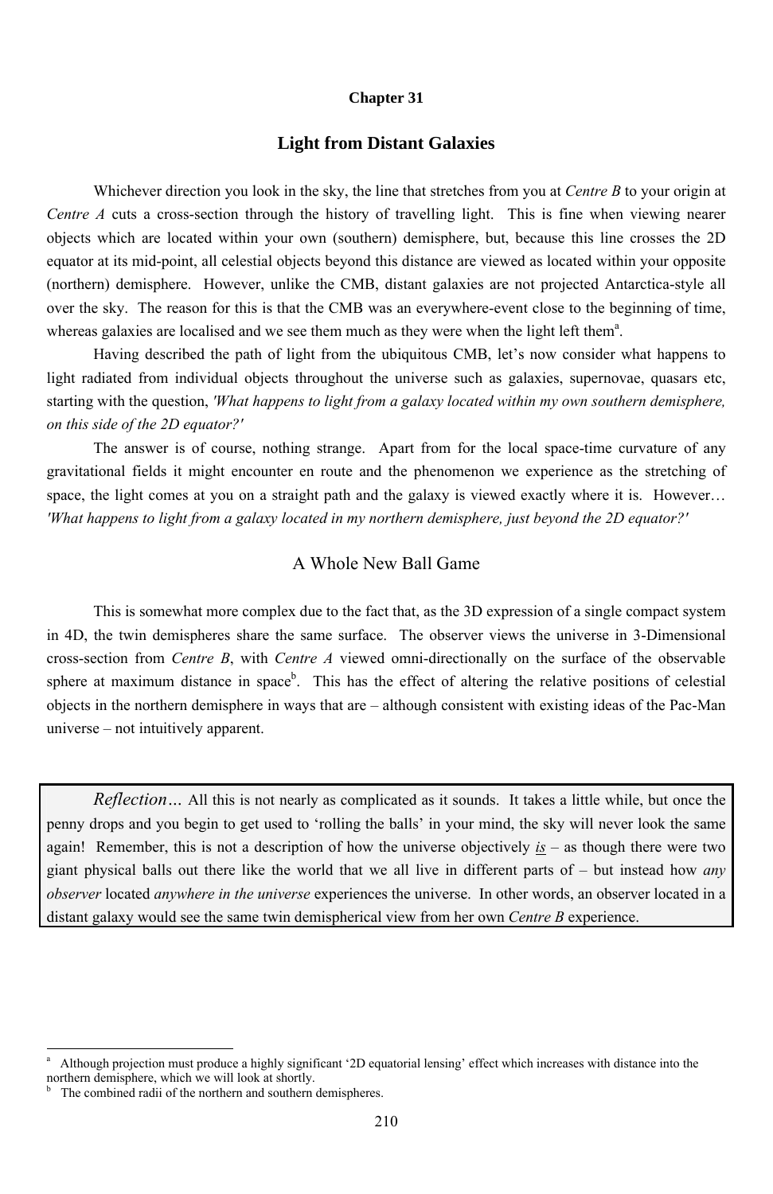# Chapter 31

## Light from Distant Galaxies

Whichever direction you look in the sky, the line that stretches from you at *Centre B* to your origin at *Centre A* cuts a cross-section through the history of travelling light. This is fine when viewing nearer objects which are located within your own (southern) demisphere, but, because this line crosses the 2D equator at its mid-point, all celestial objects beyond this distance are viewed as located within your opposite (northern) demisphere. However, unlike the CMB, distant galaxies are not projected Antarctica-style all over the sky. The reason for this is that the CMB was an everywhere-event close to the beginning of time, whereas galaxies are localised and we see them much as they were when the light left them[a].

Having described the path of light from the ubiquitous CMB, let's now consider what happens to light radiated from individual objects throughout the universe such as galaxies, supernovae, quasars etc, starting with the question, *'What happens to light from a galaxy located within my own southern demisphere, on this side of the 2D equator?'*

The answer is of course, nothing strange. Apart from for the local space-time curvature of any gravitational fields it might encounter en route and the phenomenon we experience as the stretching of space, the light comes at you on a straight path and the galaxy is viewed exactly where it is. However… *'What happens to light from a galaxy located in my northern demisphere, just beyond the 2D equator?'*

### A Whole New Ball Game

This is somewhat more complex due to the fact that, as the 3D expression of a single compact system in 4D, the twin demispheres share the same surface. The observer views the universe in 3-Dimensional cross-section from *Centre B*, with *Centre A* viewed omni-directionally on the surface of the observable sphere at maximum distance in space[b]. This has the effect of altering the relative positions of celestial objects in the northern demisphere in ways that are – although consistent with existing ideas of the Pac-Man universe – not intuitively apparent.

> *Reflection…* All this is not nearly as complicated as it sounds. It takes a little while, but once the penny drops and you begin to get used to 'rolling the balls' in your mind, the sky will never look the same again! Remember, this is not a description of how the universe objectively ***is*** – as though there were two giant physical balls out there like the world that we all live in different parts of – but instead how *any observer* located *anywhere in the universe* experiences the universe. In other words, an observer located in a distant galaxy would see the same twin demispherical view from her own *Centre B* experience.

---

[a] Although projection must produce a highly significant '2D equatorial lensing' effect which increases with distance into the northern demisphere, which we will look at shortly.

[b] The combined radii of the northern and southern demispheres.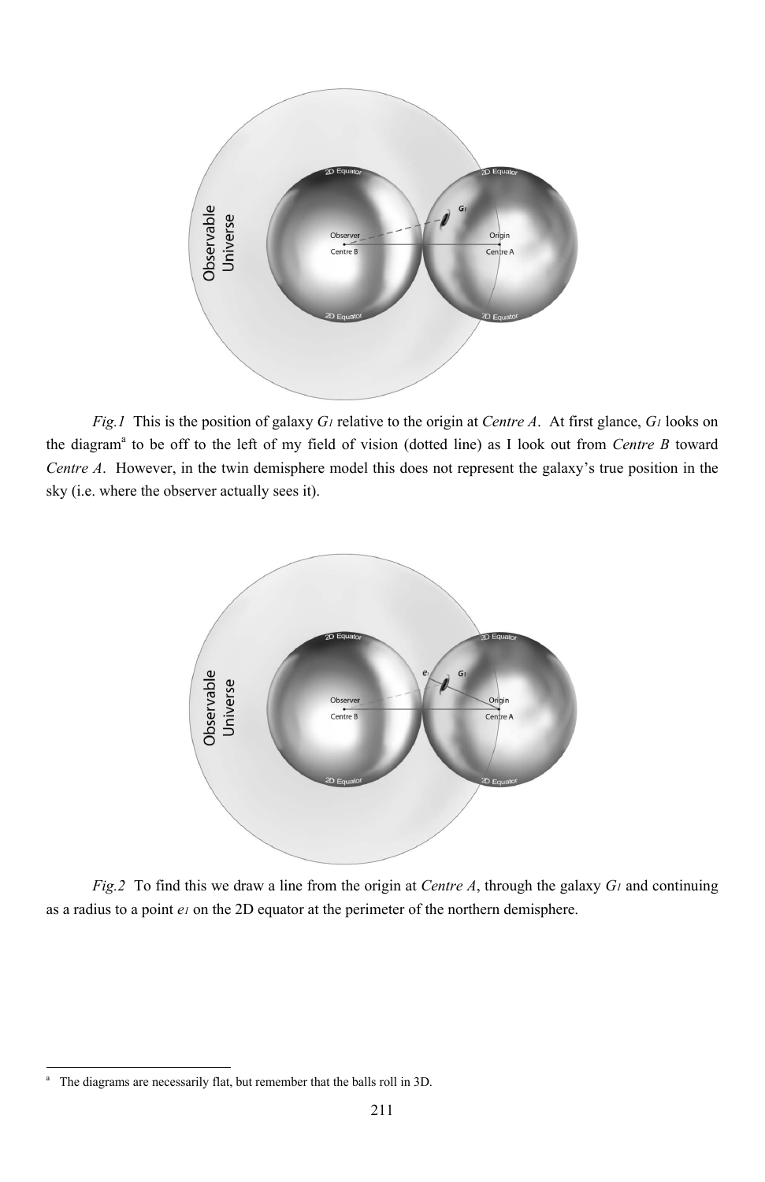Observable Universe

2D Equator

2D Equator

$G_1$

Observer

Centre B

Origin

Centre A

2D Equator

2D Equator

*Fig.1* This is the position of galaxy $G_1$ relative to the origin at *Centre A*. At first glance, $G_1$ looks on the diagram[a] to be off to the left of my field of vision (dotted line) as I look out from *Centre B* toward *Centre A*. However, in the twin demisphere model this does not represent the galaxy's true position in the sky (i.e. where the observer actually sees it).

Observable Universe

2D Equator

2D Equator

$e_1$

$G_1$

Observer

Centre B

Origin

Centre A

2D Equator

2D Equator

*Fig.2* To find this we draw a line from the origin at *Centre A*, through the galaxy $G_1$ and continuing as a radius to a point $e_1$ on the 2D equator at the perimeter of the northern demisphere.

[a] The diagrams are necessarily flat, but remember that the balls roll in 3D.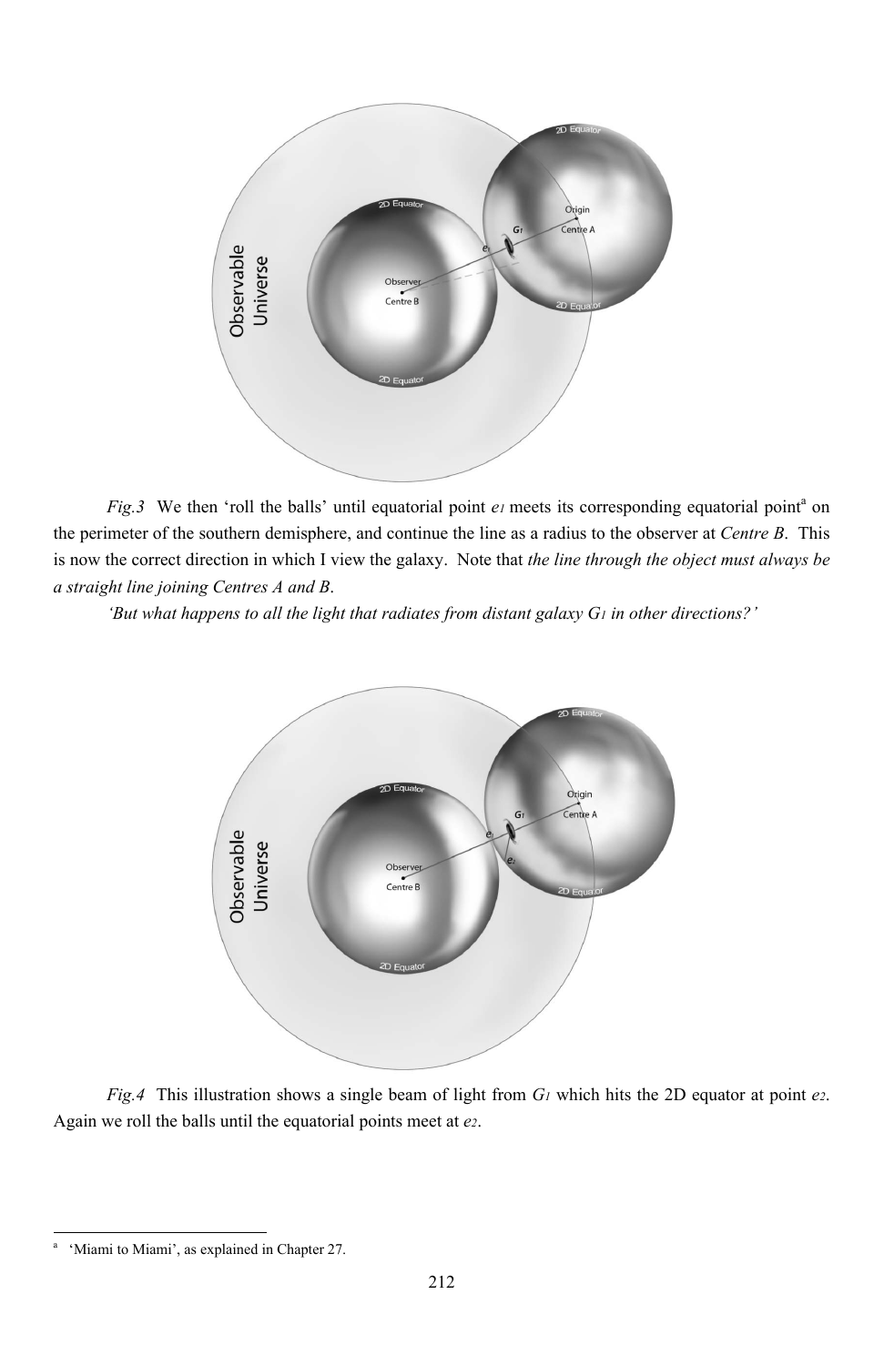Observable Universe

2D Equator

Origin

Centre A

$G_1$

$e_1$

Observer

Centre B

2D Equator

2D Equator

2D Equator

*Fig.3* We then 'roll the balls' until equatorial point $e_1$ meets its corresponding equatorial point[a] on the perimeter of the southern demisphere, and continue the line as a radius to the observer at *Centre B*. This is now the correct direction in which I view the galaxy. Note that *the line through the object must always be a straight line joining Centres A and B*.

*'But what happens to all the light that radiates from distant galaxy $G_1$ in other directions?'*

Observable Universe

2D Equator

Origin

Centre A

$G_1$

$e_1$

$e_2$

Observer

Centre B

2D Equator

2D Equator

2D Equator

*Fig.4* This illustration shows a single beam of light from $G_1$ which hits the 2D equator at point $e_2$. Again we roll the balls until the equatorial points meet at $e_2$.

[a] 'Miami to Miami', as explained in Chapter 27.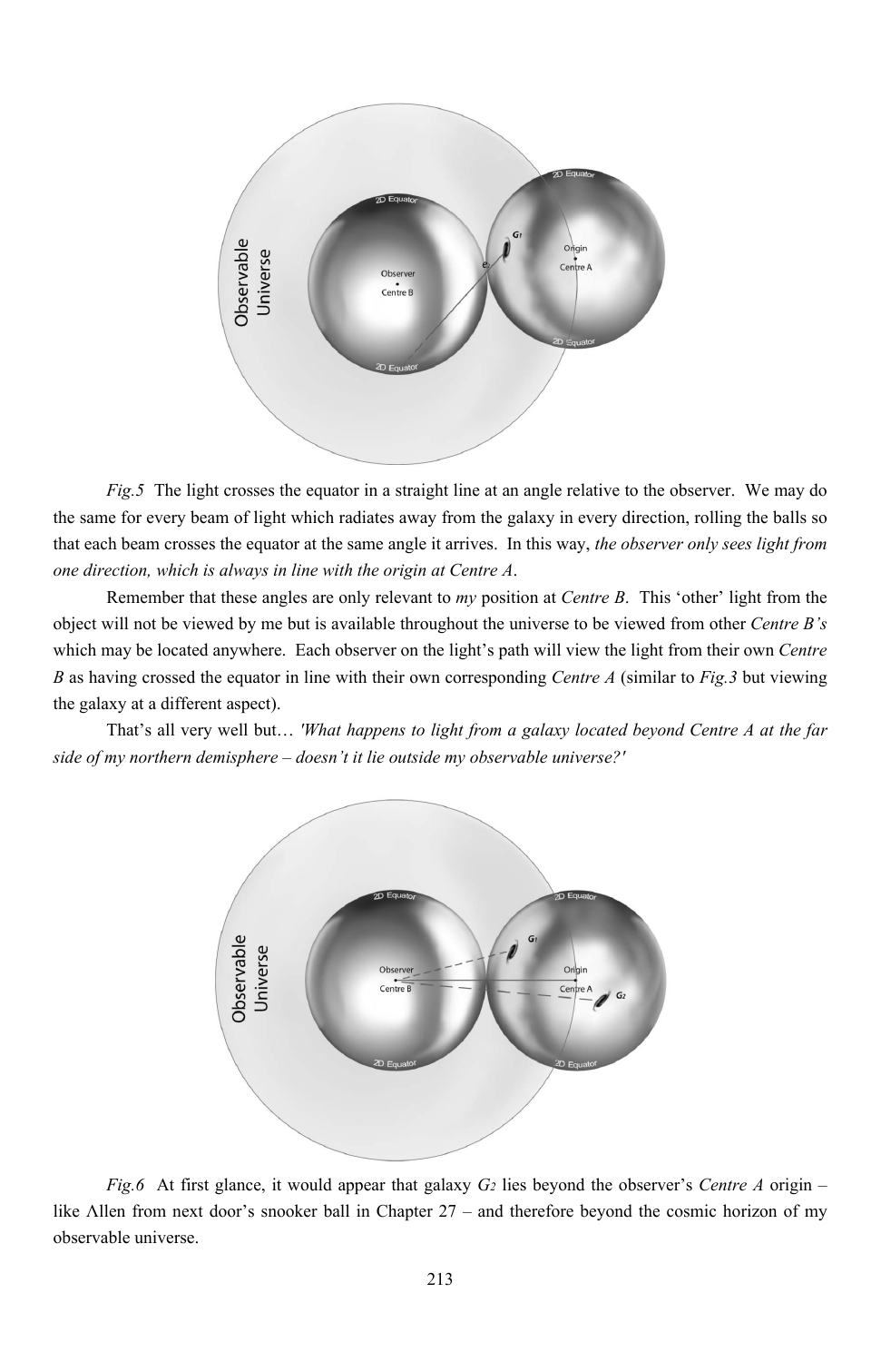Observable Universe

2D Equator

Observer

Centre B

2D Equator

e

$G_1$

2D Equator

Origin

Centre A

2D Equator

*Fig.5* The light crosses the equator in a straight line at an angle relative to the observer. We may do the same for every beam of light which radiates away from the galaxy in every direction, rolling the balls so that each beam crosses the equator at the same angle it arrives. In this way, *the observer only sees light from one direction, which is always in line with the origin at Centre A*.

Remember that these angles are only relevant to *my* position at *Centre B*. This 'other' light from the object will not be viewed by me but is available throughout the universe to be viewed from other *Centre B's* which may be located anywhere. Each observer on the light's path will view the light from their own *Centre B* as having crossed the equator in line with their own corresponding *Centre A* (similar to *Fig.3* but viewing the galaxy at a different aspect).

That's all very well but… *'What happens to light from a galaxy located beyond Centre A at the far side of my northern demisphere – doesn't it lie outside my observable universe?'*

Observable Universe

2D Equator

Observer

Centre B

2D Equator

2D Equator

$G_1$

Origin

Centre A

$G_2$

2D Equator

*Fig.6* At first glance, it would appear that galaxy $G_2$ lies beyond the observer's *Centre A* origin – like Λllen from next door's snooker ball in Chapter 27 – and therefore beyond the cosmic horizon of my observable universe.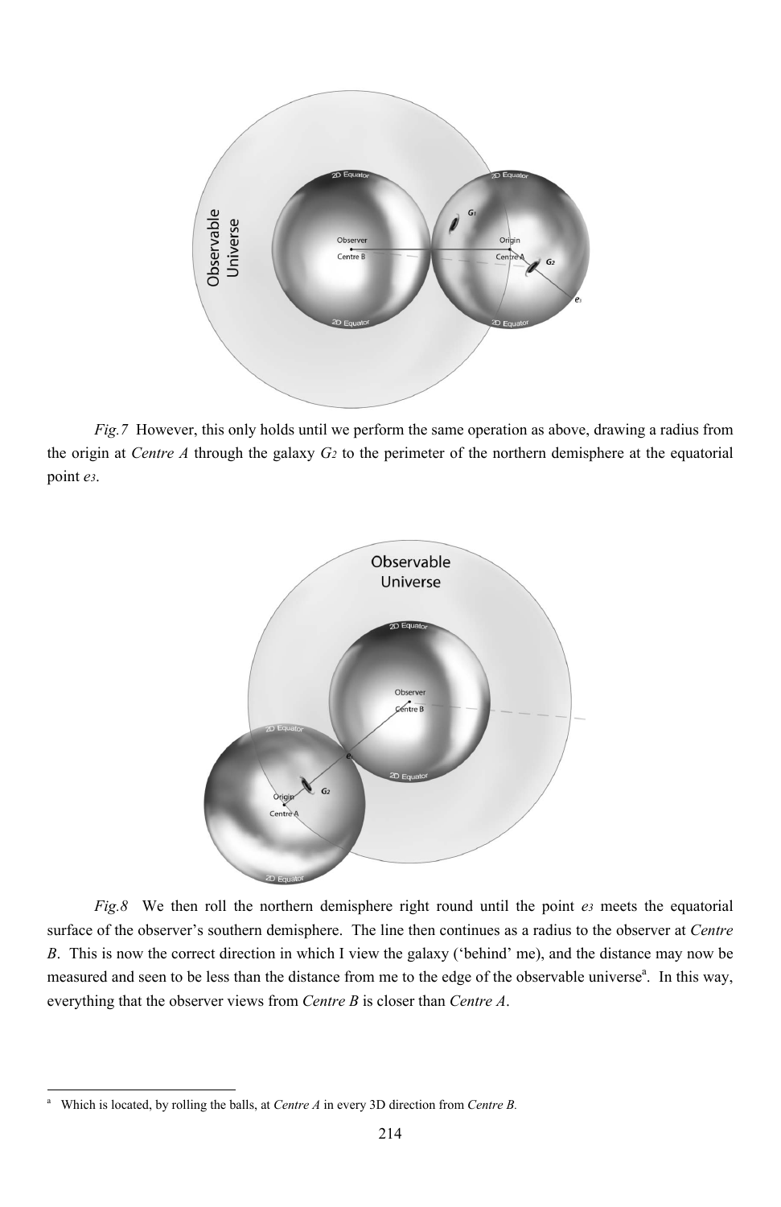Observable Universe

2D Equator

Observer

Centre B

2D Equator

2D Equator

$G_1$

Origin

Centre A

$G_2$

$e_3$

2D Equator

*Fig.7* However, this only holds until we perform the same operation as above, drawing a radius from the origin at *Centre A* through the galaxy $G_2$ to the perimeter of the northern demisphere at the equatorial point $e_3$.

Observable Universe

2D Equator

Observer

Centre B

2D Equator

$e_3$

2D Equator

$G_2$

Origin

Centre A

2D Equator

*Fig.8* We then roll the northern demisphere right round until the point $e_3$ meets the equatorial surface of the observer's southern demisphere. The line then continues as a radius to the observer at *Centre B*. This is now the correct direction in which I view the galaxy ('behind' me), and the distance may now be measured and seen to be less than the distance from me to the edge of the observable universe[a]. In this way, everything that the observer views from *Centre B* is closer than *Centre A*.

[a] Which is located, by rolling the balls, at *Centre A* in every 3D direction from *Centre B*.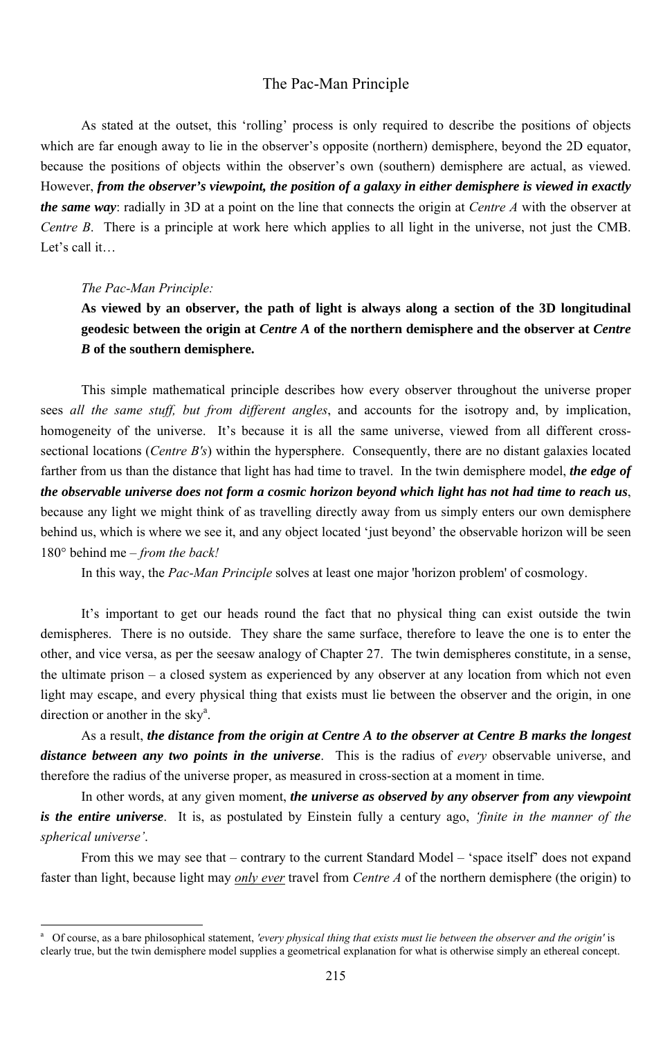# The Pac-Man Principle

As stated at the outset, this 'rolling' process is only required to describe the positions of objects which are far enough away to lie in the observer's opposite (northern) demisphere, beyond the 2D equator, because the positions of objects within the observer's own (southern) demisphere are actual, as viewed. However, ***from the observer's viewpoint, the position of a galaxy in either demisphere is viewed in exactly the same way***: radially in 3D at a point on the line that connects the origin at *Centre A* with the observer at *Centre B*. There is a principle at work here which applies to all light in the universe, not just the CMB. Let's call it…

*The Pac-Man Principle:*

> **As viewed by an observer, the path of light is always along a section of the 3D longitudinal geodesic between the origin at *Centre A* of the northern demisphere and the observer at *Centre B* of the southern demisphere.**

This simple mathematical principle describes how every observer throughout the universe proper sees *all the same stuff, but from different angles*, and accounts for the isotropy and, by implication, homogeneity of the universe. It's because it is all the same universe, viewed from all different cross-sectional locations (*Centre B's*) within the hypersphere. Consequently, there are no distant galaxies located farther from us than the distance that light has had time to travel. In the twin demisphere model, ***the edge of the observable universe does not form a cosmic horizon beyond which light has not had time to reach us***, because any light we might think of as travelling directly away from us simply enters our own demisphere behind us, which is where we see it, and any object located 'just beyond' the observable horizon will be seen 180° behind me – *from the back!*

In this way, the *Pac-Man Principle* solves at least one major 'horizon problem' of cosmology.

It's important to get our heads round the fact that no physical thing can exist outside the twin demispheres. There is no outside. They share the same surface, therefore to leave the one is to enter the other, and vice versa, as per the seesaw analogy of Chapter 27. The twin demispheres constitute, in a sense, the ultimate prison – a closed system as experienced by any observer at any location from which not even light may escape, and every physical thing that exists must lie between the observer and the origin, in one direction or another in the sky[a].

As a result, ***the distance from the origin at Centre A to the observer at Centre B marks the longest distance between any two points in the universe***. This is the radius of *every* observable universe, and therefore the radius of the universe proper, as measured in cross-section at a moment in time.

In other words, at any given moment, ***the universe as observed by any observer from any viewpoint is the entire universe***. It is, as postulated by Einstein fully a century ago, *'finite in the manner of the spherical universe'*.

From this we may see that – contrary to the current Standard Model – 'space itself' does not expand faster than light, because light may ***only ever*** travel from *Centre A* of the northern demisphere (the origin) to

---

[a] Of course, as a bare philosophical statement, *'every physical thing that exists must lie between the observer and the origin'* is clearly true, but the twin demisphere model supplies a geometrical explanation for what is otherwise simply an ethereal concept.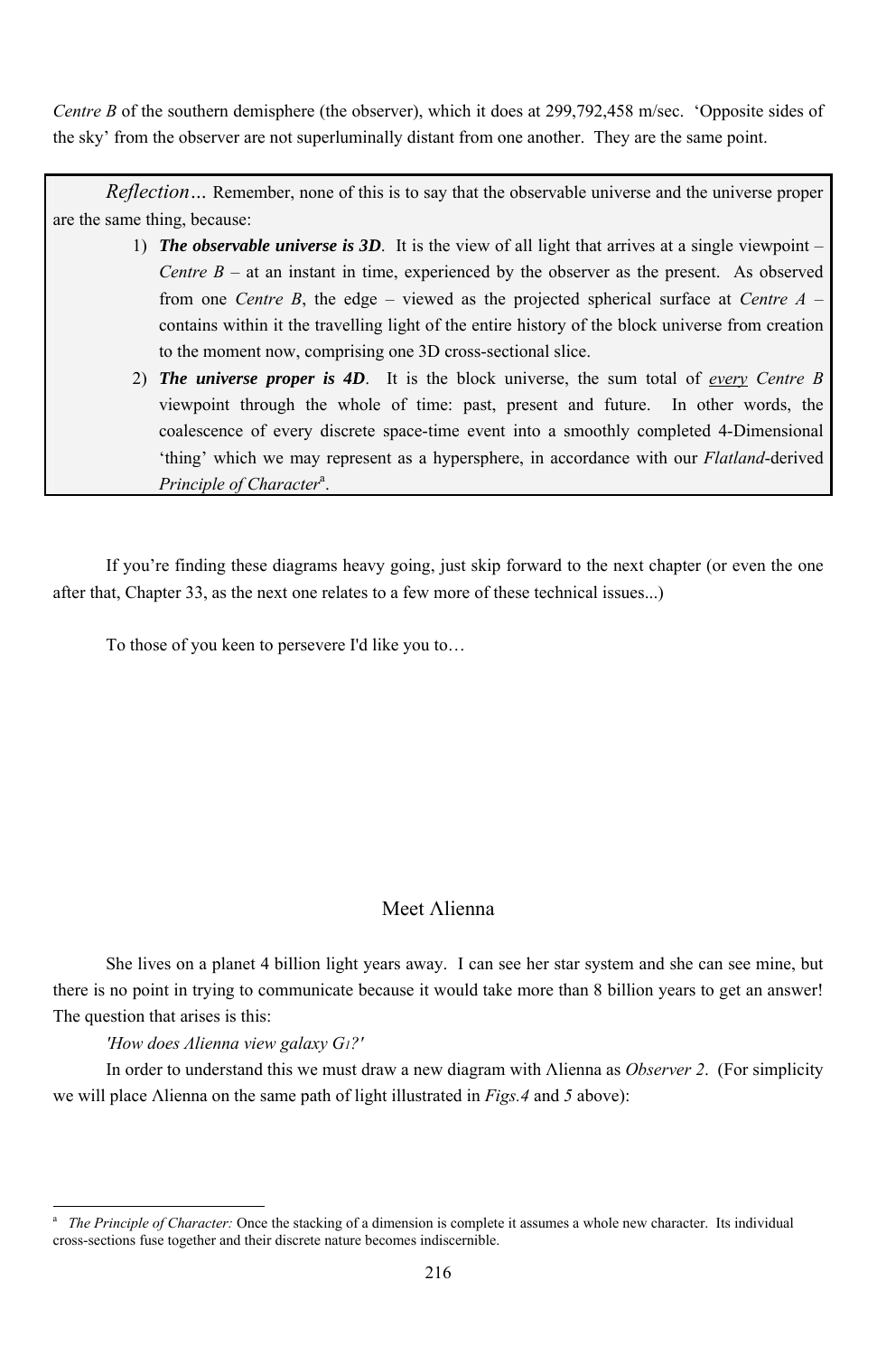*Centre B* of the southern demisphere (the observer), which it does at 299,792,458 m/sec. 'Opposite sides of the sky' from the observer are not superluminally distant from one another. They are the same point.

> *Reflection…* Remember, none of this is to say that the observable universe and the universe proper are the same thing, because:
>
> 1) ***The observable universe is 3D***. It is the view of all light that arrives at a single viewpoint – *Centre B* – at an instant in time, experienced by the observer as the present. As observed from one *Centre B*, the edge – viewed as the projected spherical surface at *Centre A* – contains within it the travelling light of the entire history of the block universe from creation to the moment now, comprising one 3D cross-sectional slice.
> 2) ***The universe proper is 4D***. It is the block universe, the sum total of *every* *Centre B* viewpoint through the whole of time: past, present and future. In other words, the coalescence of every discrete space-time event into a smoothly completed 4-Dimensional 'thing' which we may represent as a hypersphere, in accordance with our *Flatland*-derived *Principle of Character*[a].

If you're finding these diagrams heavy going, just skip forward to the next chapter (or even the one after that, Chapter 33, as the next one relates to a few more of these technical issues...)

To those of you keen to persevere I'd like you to…

## Meet Λlienna

She lives on a planet 4 billion light years away. I can see her star system and she can see mine, but there is no point in trying to communicate because it would take more than 8 billion years to get an answer! The question that arises is this:

*'How does Λlienna view galaxy $G_1$?'*

In order to understand this we must draw a new diagram with Λlienna as *Observer 2*. (For simplicity we will place Λlienna on the same path of light illustrated in *Figs.4* and *5* above):

---

[a] *The Principle of Character:* Once the stacking of a dimension is complete it assumes a whole new character. Its individual cross-sections fuse together and their discrete nature becomes indiscernible.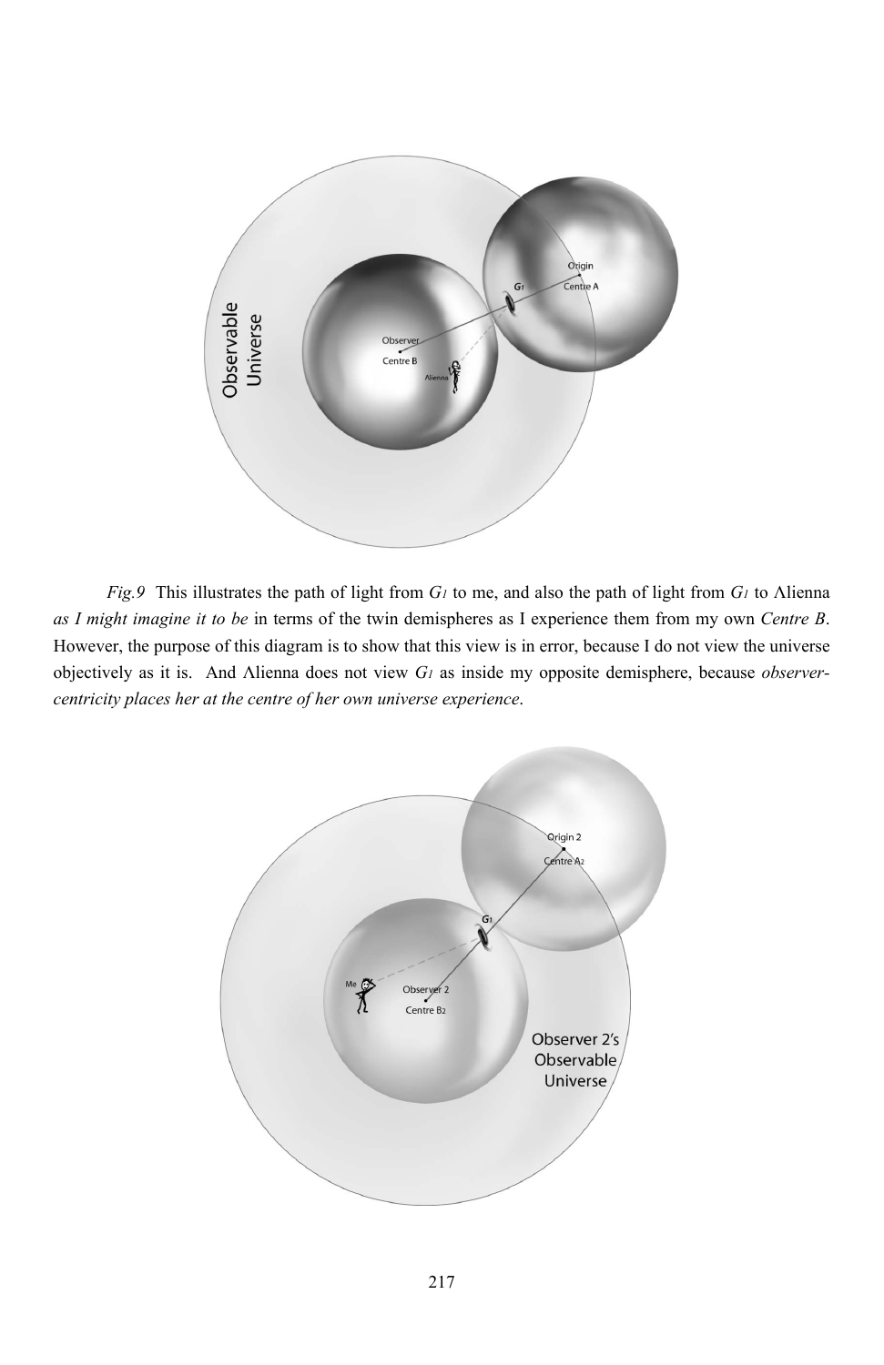Observable Universe

Origin

Centre A

$G_1$

Observer

Centre B

Λlienna

*Fig.9* This illustrates the path of light from $G_1$ to me, and also the path of light from $G_1$ to Λlienna *as I might imagine it to be* in terms of the twin demispheres as I experience them from my own *Centre B*. However, the purpose of this diagram is to show that this view is in error, because I do not view the universe objectively as it is. And Λlienna does not view $G_1$ as inside my opposite demisphere, because *observer-centricity places her at the centre of her own universe experience*.

Origin 2

Centre $A_2$

$G_1$

Me

Observer 2

Centre $B_2$

Observer 2's Observable Universe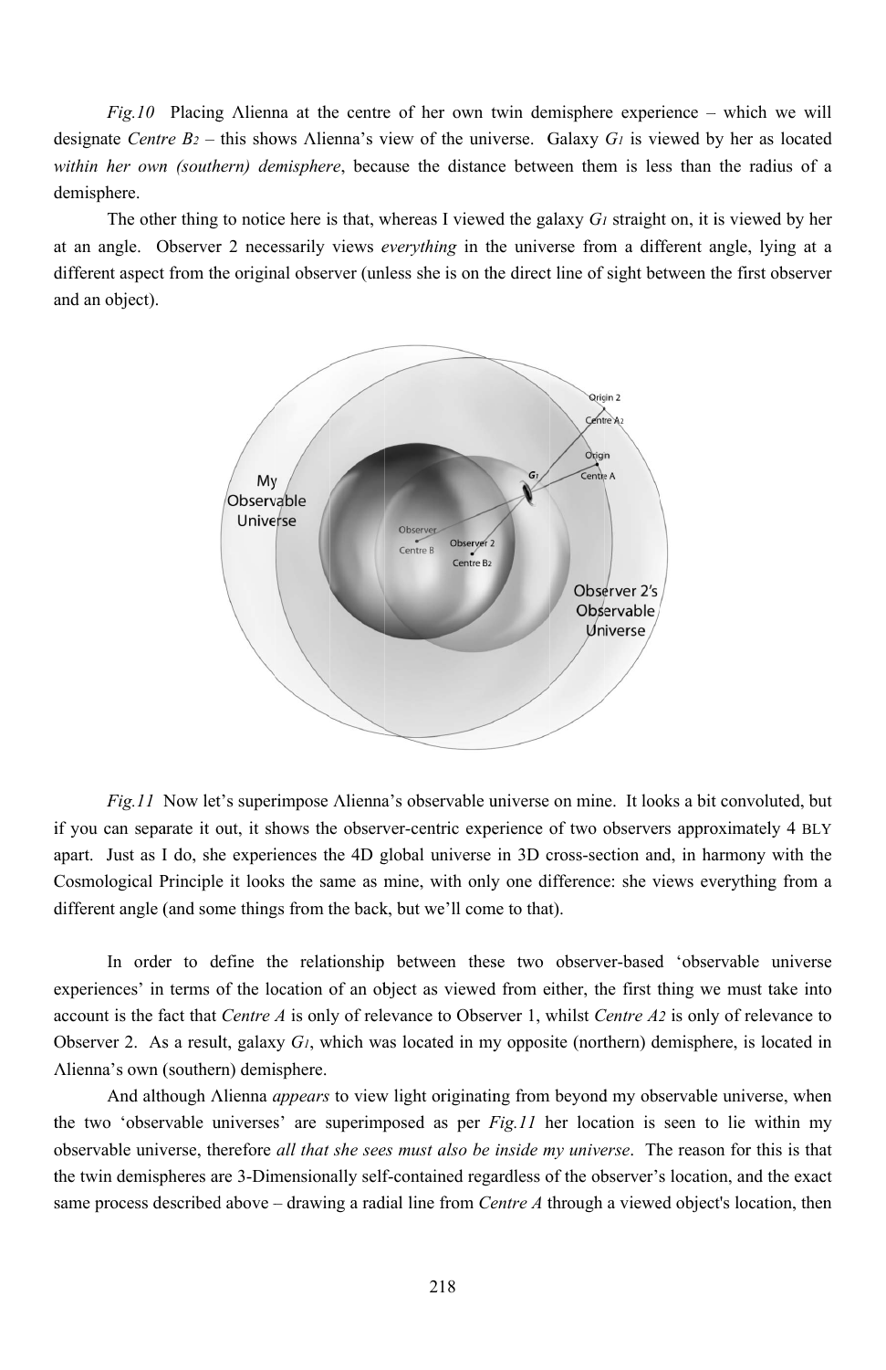*Fig.10* Placing Λlienna at the centre of her own twin demisphere experience – which we will designate *Centre* $B_2$ – this shows Λlienna's view of the universe. Galaxy $G_1$ is viewed by her as located *within her own (southern) demisphere*, because the distance between them is less than the radius of a demisphere.

The other thing to notice here is that, whereas I viewed the galaxy $G_1$ straight on, it is viewed by her at an angle. Observer 2 necessarily views *everything* in the universe from a different angle, lying at a different aspect from the original observer (unless she is on the direct line of sight between the first observer and an object).

Origin 2

Centre $A_2$

Origin

Centre A

$G_1$

My Observable Universe

Observer

Centre B

Observer 2

Centre $B_2$

Observer 2's Observable Universe

*Fig.11* Now let's superimpose Λlienna's observable universe on mine. It looks a bit convoluted, but if you can separate it out, it shows the observer-centric experience of two observers approximately 4 BLY apart. Just as I do, she experiences the 4D global universe in 3D cross-section and, in harmony with the Cosmological Principle it looks the same as mine, with only one difference: she views everything from a different angle (and some things from the back, but we'll come to that).

In order to define the relationship between these two observer-based 'observable universe experiences' in terms of the location of an object as viewed from either, the first thing we must take into account is the fact that *Centre A* is only of relevance to Observer 1, whilst *Centre* $A_2$ is only of relevance to Observer 2. As a result, galaxy $G_1$, which was located in my opposite (northern) demisphere, is located in Λlienna's own (southern) demisphere.

And although Λlienna *appears* to view light originating from beyond my observable universe, when the two 'observable universes' are superimposed as per *Fig.11* her location is seen to lie within my observable universe, therefore *all that she sees must also be inside my universe*. The reason for this is that the twin demispheres are 3-Dimensionally self-contained regardless of the observer's location, and the exact same process described above – drawing a radial line from *Centre A* through a viewed object's location, then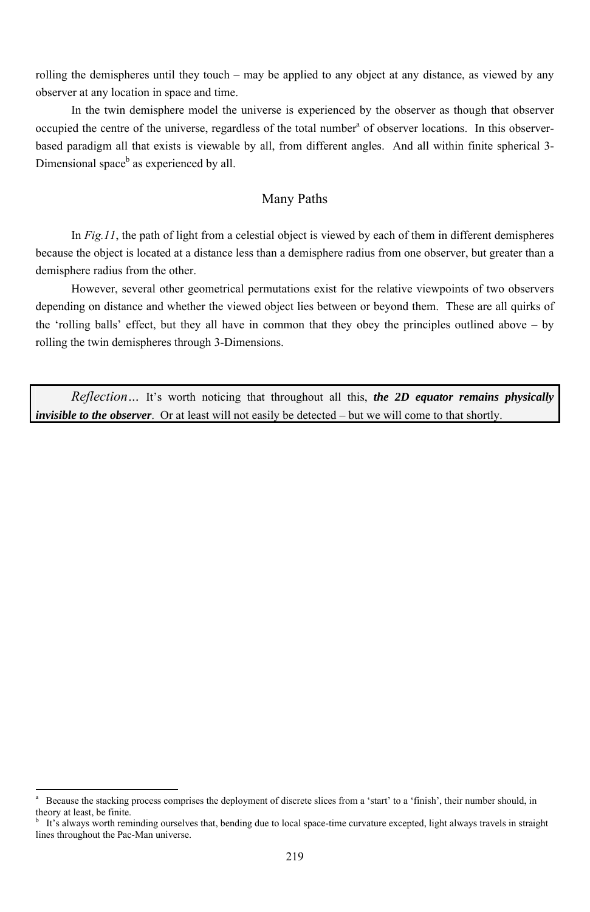rolling the demispheres until they touch – may be applied to any object at any distance, as viewed by any observer at any location in space and time.

In the twin demisphere model the universe is experienced by the observer as though that observer occupied the centre of the universe, regardless of the total number[a] of observer locations. In this observer-based paradigm all that exists is viewable by all, from different angles. And all within finite spherical 3-Dimensional space[b] as experienced by all.

## Many Paths

In *Fig.11*, the path of light from a celestial object is viewed by each of them in different demispheres because the object is located at a distance less than a demisphere radius from one observer, but greater than a demisphere radius from the other.

However, several other geometrical permutations exist for the relative viewpoints of two observers depending on distance and whether the viewed object lies between or beyond them. These are all quirks of the 'rolling balls' effect, but they all have in common that they obey the principles outlined above – by rolling the twin demispheres through 3-Dimensions.

> *Reflection…* It's worth noticing that throughout all this, ***the 2D equator remains physically invisible to the observer***. Or at least will not easily be detected – but we will come to that shortly.

---

[a] Because the stacking process comprises the deployment of discrete slices from a 'start' to a 'finish', their number should, in theory at least, be finite.

[b] It's always worth reminding ourselves that, bending due to local space-time curvature excepted, light always travels in straight lines throughout the Pac-Man universe.